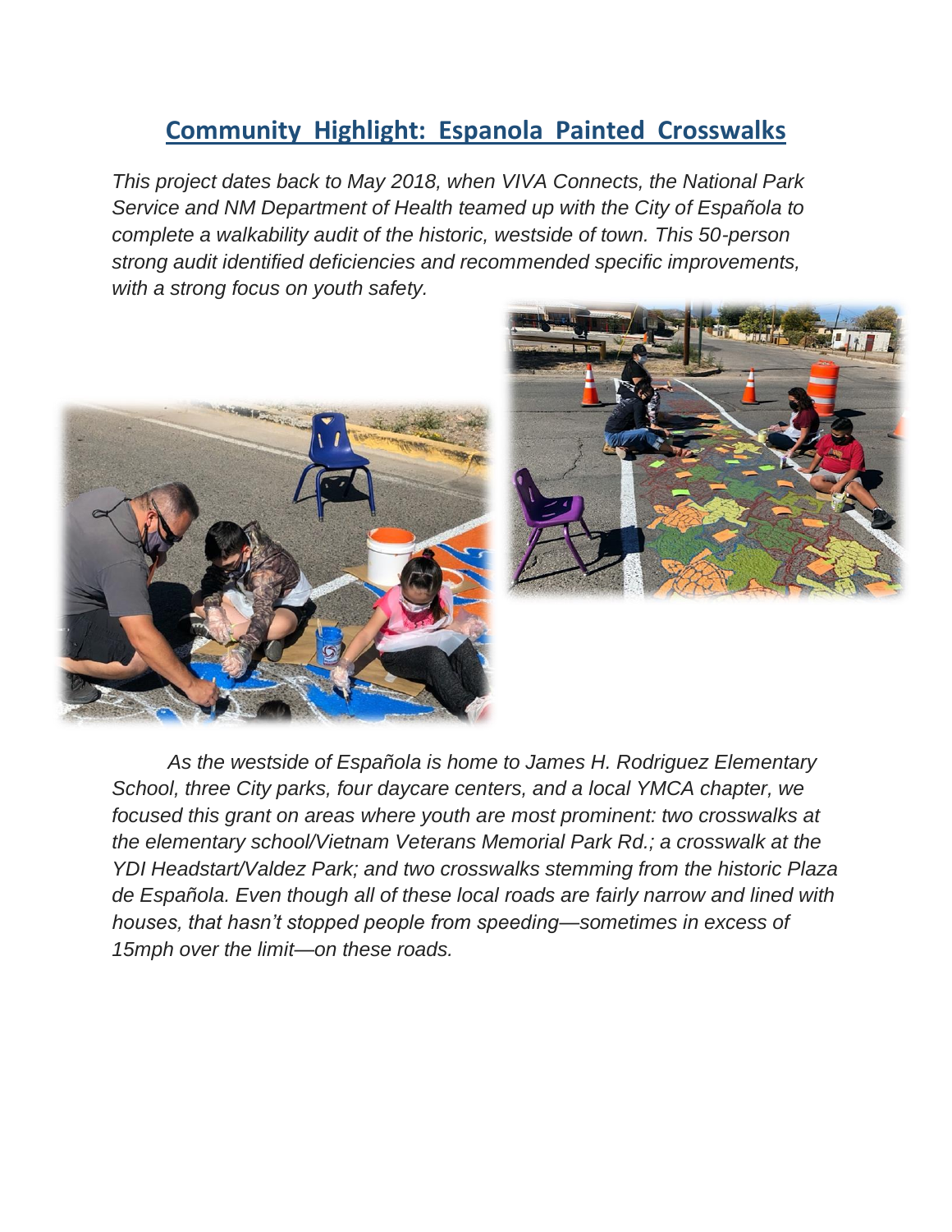# Community Highlight: Espanola Painted Crosswalks

*This project dates back to May 2018, when VIVA Connects, the National Park Service and NM Department of Health teamed up with the City of Española to complete a walkability audit of the historic, westside of town. This 50-person strong audit identified deficiencies and recommended specific improvements, with a strong focus on youth safety.*

*As the westside of Española is home to James H. Rodriguez Elementary School, three City parks, four daycare centers, and a local YMCA chapter, we focused this grant on areas where youth are most prominent: two crosswalks at the elementary school/Vietnam Veterans Memorial Park Rd.; a crosswalk at the YDI Headstart/Valdez Park; and two crosswalks stemming from the historic Plaza de Española. Even though all of these local roads are fairly narrow and lined with houses, that hasn't stopped people from speeding—sometimes in excess of 15mph over the limit—on these roads.*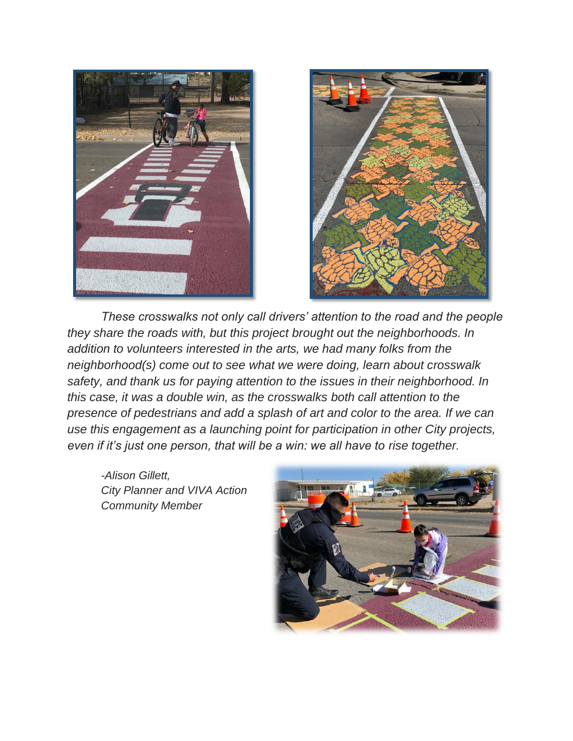*These crosswalks not only call drivers' attention to the road and the people they share the roads with, but this project brought out the neighborhoods. In addition to volunteers interested in the arts, we had many folks from the neighborhood(s) come out to see what we were doing, learn about crosswalk safety, and thank us for paying attention to the issues in their neighborhood. In this case, it was a double win, as the crosswalks both call attention to the presence of pedestrians and add a splash of art and color to the area. If we can use this engagement as a launching point for participation in other City projects, even if it's just one person, that will be a win: we all have to rise together.*

*-Alison Gillett,*
*City Planner and VIVA Action Community Member*